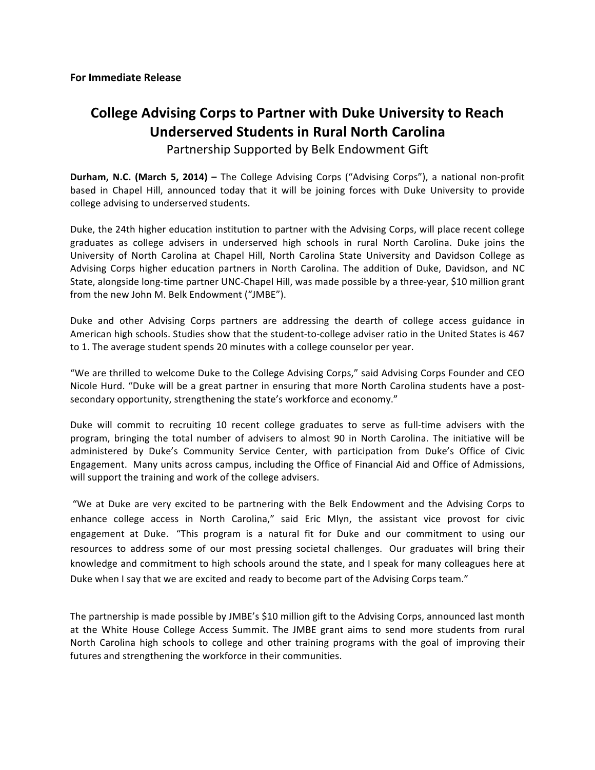**For Immediate Release**

# College Advising Corps to Partner with Duke University to Reach Underserved Students in Rural North Carolina

## Partnership Supported by Belk Endowment Gift

**Durham, N.C. (March 5, 2014) –** The College Advising Corps ("Advising Corps"), a national non-profit based in Chapel Hill, announced today that it will be joining forces with Duke University to provide college advising to underserved students.

Duke, the 24th higher education institution to partner with the Advising Corps, will place recent college graduates as college advisers in underserved high schools in rural North Carolina. Duke joins the University of North Carolina at Chapel Hill, North Carolina State University and Davidson College as Advising Corps higher education partners in North Carolina. The addition of Duke, Davidson, and NC State, alongside long-time partner UNC-Chapel Hill, was made possible by a three-year, $10 million grant from the new John M. Belk Endowment ("JMBE").

Duke and other Advising Corps partners are addressing the dearth of college access guidance in American high schools. Studies show that the student-to-college adviser ratio in the United States is 467 to 1. The average student spends 20 minutes with a college counselor per year.

"We are thrilled to welcome Duke to the College Advising Corps," said Advising Corps Founder and CEO Nicole Hurd. "Duke will be a great partner in ensuring that more North Carolina students have a post-secondary opportunity, strengthening the state's workforce and economy."

Duke will commit to recruiting 10 recent college graduates to serve as full-time advisers with the program, bringing the total number of advisers to almost 90 in North Carolina. The initiative will be administered by Duke's Community Service Center, with participation from Duke's Office of Civic Engagement. Many units across campus, including the Office of Financial Aid and Office of Admissions, will support the training and work of the college advisers.

"We at Duke are very excited to be partnering with the Belk Endowment and the Advising Corps to enhance college access in North Carolina," said Eric Mlyn, the assistant vice provost for civic engagement at Duke. "This program is a natural fit for Duke and our commitment to using our resources to address some of our most pressing societal challenges. Our graduates will bring their knowledge and commitment to high schools around the state, and I speak for many colleagues here at Duke when I say that we are excited and ready to become part of the Advising Corps team."

The partnership is made possible by JMBE's $10 million gift to the Advising Corps, announced last month at the White House College Access Summit. The JMBE grant aims to send more students from rural North Carolina high schools to college and other training programs with the goal of improving their futures and strengthening the workforce in their communities.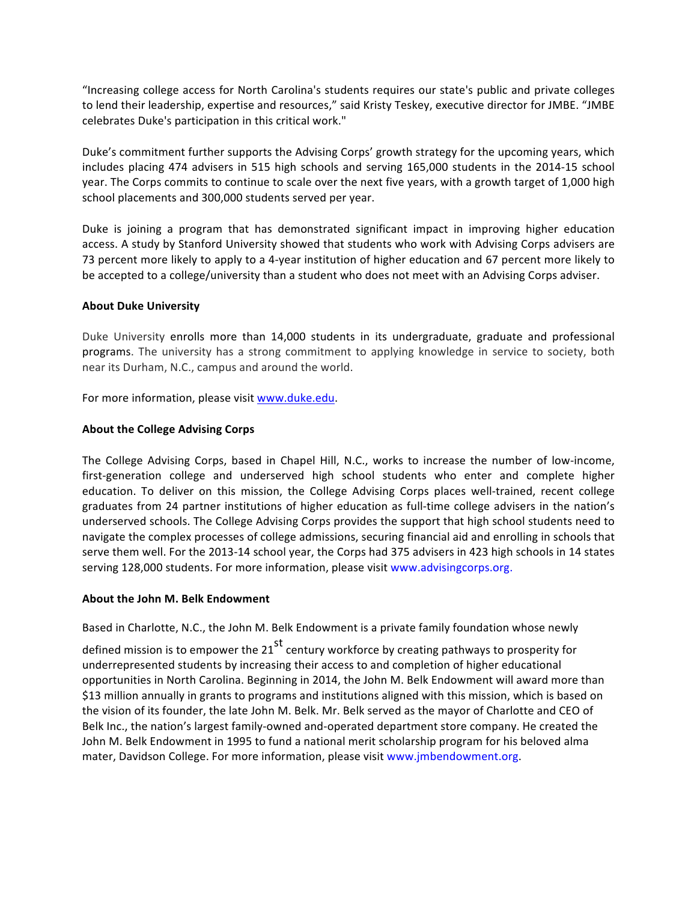"Increasing college access for North Carolina's students requires our state's public and private colleges to lend their leadership, expertise and resources," said Kristy Teskey, executive director for JMBE. "JMBE celebrates Duke's participation in this critical work."

Duke's commitment further supports the Advising Corps' growth strategy for the upcoming years, which includes placing 474 advisers in 515 high schools and serving 165,000 students in the 2014-15 school year. The Corps commits to continue to scale over the next five years, with a growth target of 1,000 high school placements and 300,000 students served per year.

Duke is joining a program that has demonstrated significant impact in improving higher education access. A study by Stanford University showed that students who work with Advising Corps advisers are 73 percent more likely to apply to a 4-year institution of higher education and 67 percent more likely to be accepted to a college/university than a student who does not meet with an Advising Corps adviser.

**About Duke University**

Duke University enrolls more than 14,000 students in its undergraduate, graduate and professional programs. The university has a strong commitment to applying knowledge in service to society, both near its Durham, N.C., campus and around the world.

For more information, please visit www.duke.edu.

**About the College Advising Corps**

The College Advising Corps, based in Chapel Hill, N.C., works to increase the number of low-income, first-generation college and underserved high school students who enter and complete higher education. To deliver on this mission, the College Advising Corps places well-trained, recent college graduates from 24 partner institutions of higher education as full-time college advisers in the nation's underserved schools. The College Advising Corps provides the support that high school students need to navigate the complex processes of college admissions, securing financial aid and enrolling in schools that serve them well. For the 2013-14 school year, the Corps had 375 advisers in 423 high schools in 14 states serving 128,000 students. For more information, please visit www.advisingcorps.org.

**About the John M. Belk Endowment**

Based in Charlotte, N.C., the John M. Belk Endowment is a private family foundation whose newly defined mission is to empower the 21st century workforce by creating pathways to prosperity for underrepresented students by increasing their access to and completion of higher educational opportunities in North Carolina. Beginning in 2014, the John M. Belk Endowment will award more than $13 million annually in grants to programs and institutions aligned with this mission, which is based on the vision of its founder, the late John M. Belk. Mr. Belk served as the mayor of Charlotte and CEO of Belk Inc., the nation's largest family-owned and-operated department store company. He created the John M. Belk Endowment in 1995 to fund a national merit scholarship program for his beloved alma mater, Davidson College. For more information, please visit www.jmbendowment.org.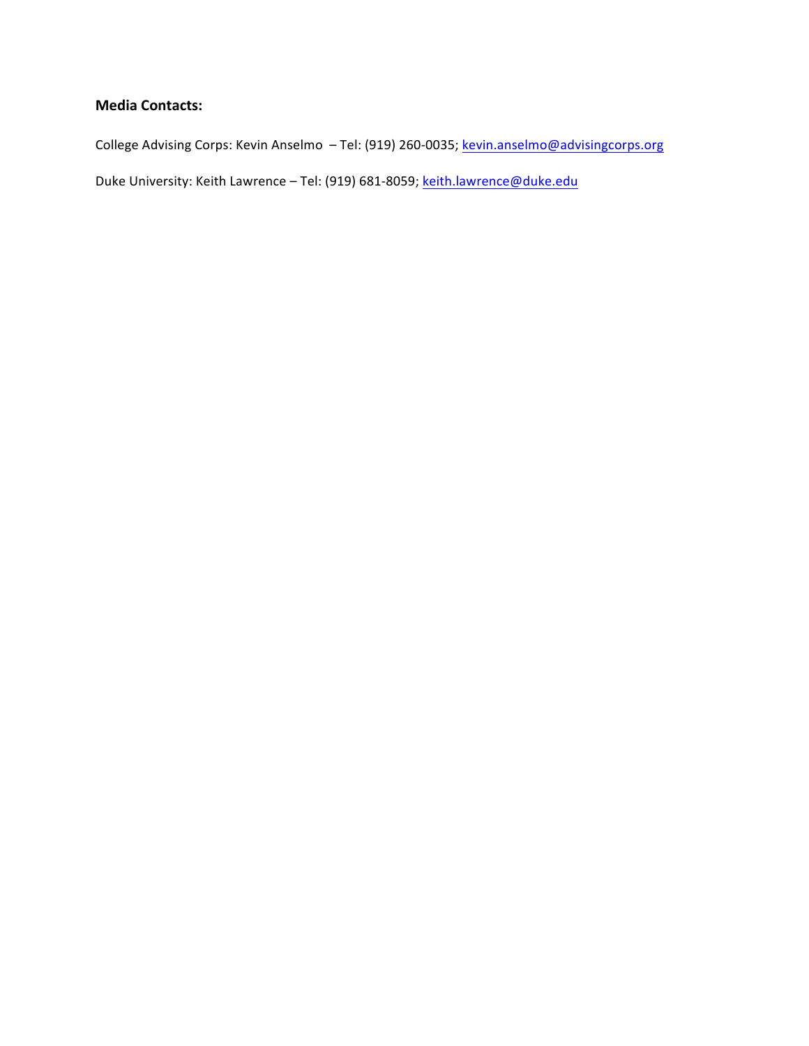**Media Contacts:**

College Advising Corps: Kevin Anselmo – Tel: (919) 260-0035; kevin.anselmo@advisingcorps.org

Duke University: Keith Lawrence – Tel: (919) 681-8059; keith.lawrence@duke.edu